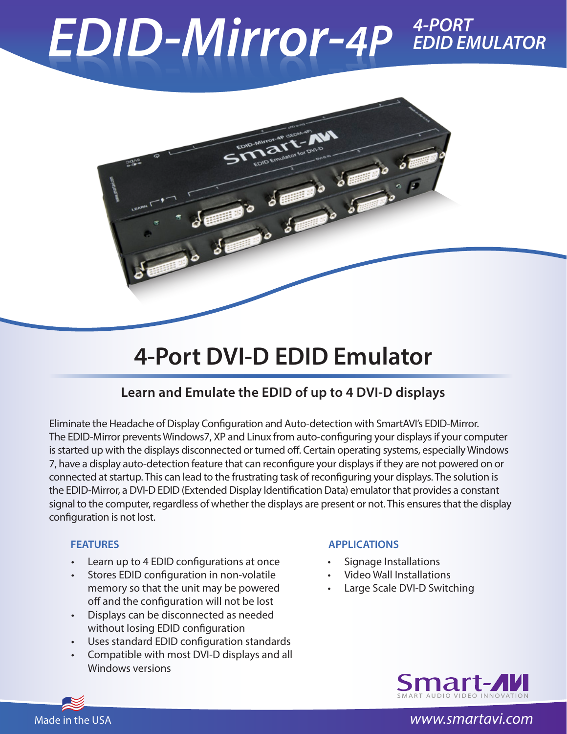# EDID-Mirror-4P

*4-PORT EDID EMULATOR*

## 4-Port DVI-D EDID Emulator

### Learn and Emulate the EDID of up to 4 DVI-D displays

Eliminate the Headache of Display Configuration and Auto-detection with SmartAVI's EDID-Mirror. The EDID-Mirror prevents Windows7, XP and Linux from auto-configuring your displays if your computer is started up with the displays disconnected or turned off. Certain operating systems, especially Windows 7, have a display auto-detection feature that can reconfigure your displays if they are not powered on or connected at startup. This can lead to the frustrating task of reconfiguring your displays. The solution is the EDID-Mirror, a DVI-D EDID (Extended Display Identification Data) emulator that provides a constant signal to the computer, regardless of whether the displays are present or not. This ensures that the display configuration is not lost.

#### FEATURES

- Learn up to 4 EDID configurations at once
- Stores EDID configuration in non-volatile memory so that the unit may be powered off and the configuration will not be lost
- Displays can be disconnected as needed without losing EDID configuration
- Uses standard EDID configuration standards
- Compatible with most DVI-D displays and all Windows versions

#### APPLICATIONS

- Signage Installations
- Video Wall Installations
- Large Scale DVI-D Switching

Smart-AVI
SMART AUDIO VIDEO INNOVATION

Made in the USA

*www.smartavi.com*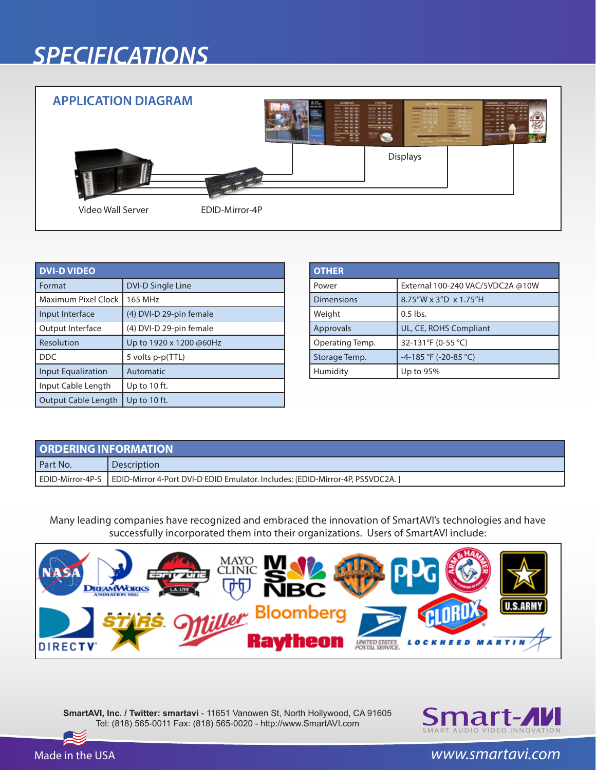# SPECIFICATIONS

## APPLICATION DIAGRAM

Displays

Video Wall Server

EDID-Mirror-4P

| DVI-D VIDEO | |
|---|---|
| Format | DVI-D Single Line |
| Maximum Pixel Clock | 165 MHz |
| Input Interface | (4) DVI-D 29-pin female |
| Output Interface | (4) DVI-D 29-pin female |
| Resolution | Up to 1920 x 1200 @60Hz |
| DDC | 5 volts p-p(TTL) |
| Input Equalization | Automatic |
| Input Cable Length | Up to 10 ft. |
| Output Cable Length | Up to 10 ft. |

| OTHER | |
|---|---|
| Power | External 100-240 VAC/5VDC2A @10W |
| Dimensions | 8.75"W x 3"D x 1.75"H |
| Weight | 0.5 lbs. |
| Approvals | UL, CE, ROHS Compliant |
| Operating Temp. | 32-131°F (0-55 °C) |
| Storage Temp. | -4-185 °F (-20-85 °C) |
| Humidity | Up to 95% |

| ORDERING INFORMATION | |
|---|---|
| Part No. | Description |
| EDID-Mirror-4P-S | EDID-Mirror 4-Port DVI-D EDID Emulator. Includes: [EDID-Mirror-4P, PS5VDC2A. ] |

Many leading companies have recognized and embraced the innovation of SmartAVI's technologies and have successfully incorporated them into their organizations. Users of SmartAVI include:

NASA, DreamWorks Animation SKG, ESPN Zone L.A. Live, Mayo Clinic, MSNBC, Warner Bros. Pictures, PPG, Arm & Hammer, U.S. Army, DirecTV, Dallas Stars, Miller, Bloomberg, Raytheon, United States Postal Service, Clorox, Lockheed Martin

**SmartAVI, Inc. / Twitter: smartavi** - 11651 Vanowen St, North Hollywood, CA 91605
Tel: (818) 565-0011 Fax: (818) 565-0020 - http://www.SmartAVI.com

Smart-AVI
SMART AUDIO VIDEO INNOVATION

Made in the USA

www.smartavi.com